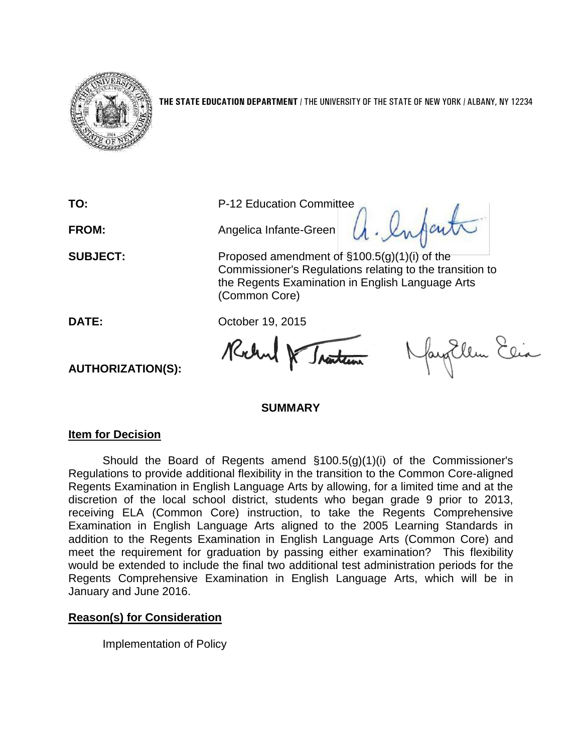**THE STATE EDUCATION DEPARTMENT** / THE UNIVERSITY OF THE STATE OF NEW YORK / ALBANY, NY 12234

**TO:** P-12 Education Committee

**FROM:** Angelica Infante-Green

**SUBJECT:** Proposed amendment of §100.5(g)(1)(i) of the Commissioner's Regulations relating to the transition to the Regents Examination in English Language Arts (Common Core)

**DATE:** October 19, 2015

**AUTHORIZATION(S):**

## SUMMARY

### Item for Decision

Should the Board of Regents amend §100.5(g)(1)(i) of the Commissioner's Regulations to provide additional flexibility in the transition to the Common Core-aligned Regents Examination in English Language Arts by allowing, for a limited time and at the discretion of the local school district, students who began grade 9 prior to 2013, receiving ELA (Common Core) instruction, to take the Regents Comprehensive Examination in English Language Arts aligned to the 2005 Learning Standards in addition to the Regents Examination in English Language Arts (Common Core) and meet the requirement for graduation by passing either examination? This flexibility would be extended to include the final two additional test administration periods for the Regents Comprehensive Examination in English Language Arts, which will be in January and June 2016.

### Reason(s) for Consideration

Implementation of Policy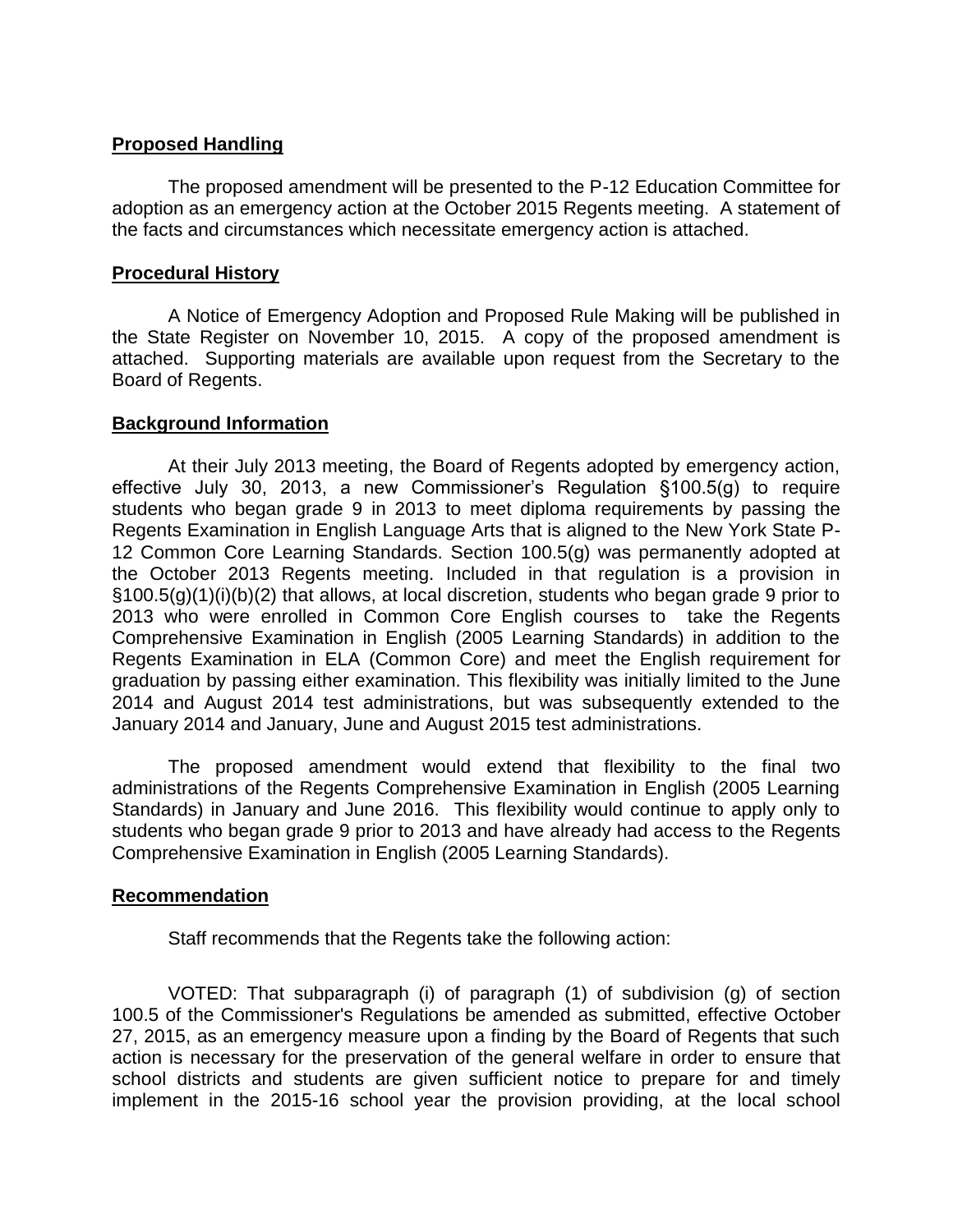**Proposed Handling**

The proposed amendment will be presented to the P-12 Education Committee for adoption as an emergency action at the October 2015 Regents meeting. A statement of the facts and circumstances which necessitate emergency action is attached.

**Procedural History**

A Notice of Emergency Adoption and Proposed Rule Making will be published in the State Register on November 10, 2015. A copy of the proposed amendment is attached. Supporting materials are available upon request from the Secretary to the Board of Regents.

**Background Information**

At their July 2013 meeting, the Board of Regents adopted by emergency action, effective July 30, 2013, a new Commissioner's Regulation §100.5(g) to require students who began grade 9 in 2013 to meet diploma requirements by passing the Regents Examination in English Language Arts that is aligned to the New York State P-12 Common Core Learning Standards. Section 100.5(g) was permanently adopted at the October 2013 Regents meeting. Included in that regulation is a provision in §100.5(g)(1)(i)(b)(2) that allows, at local discretion, students who began grade 9 prior to 2013 who were enrolled in Common Core English courses to take the Regents Comprehensive Examination in English (2005 Learning Standards) in addition to the Regents Examination in ELA (Common Core) and meet the English requirement for graduation by passing either examination. This flexibility was initially limited to the June 2014 and August 2014 test administrations, but was subsequently extended to the January 2014 and January, June and August 2015 test administrations.

The proposed amendment would extend that flexibility to the final two administrations of the Regents Comprehensive Examination in English (2005 Learning Standards) in January and June 2016. This flexibility would continue to apply only to students who began grade 9 prior to 2013 and have already had access to the Regents Comprehensive Examination in English (2005 Learning Standards).

**Recommendation**

Staff recommends that the Regents take the following action:

VOTED: That subparagraph (i) of paragraph (1) of subdivision (g) of section 100.5 of the Commissioner's Regulations be amended as submitted, effective October 27, 2015, as an emergency measure upon a finding by the Board of Regents that such action is necessary for the preservation of the general welfare in order to ensure that school districts and students are given sufficient notice to prepare for and timely implement in the 2015-16 school year the provision providing, at the local school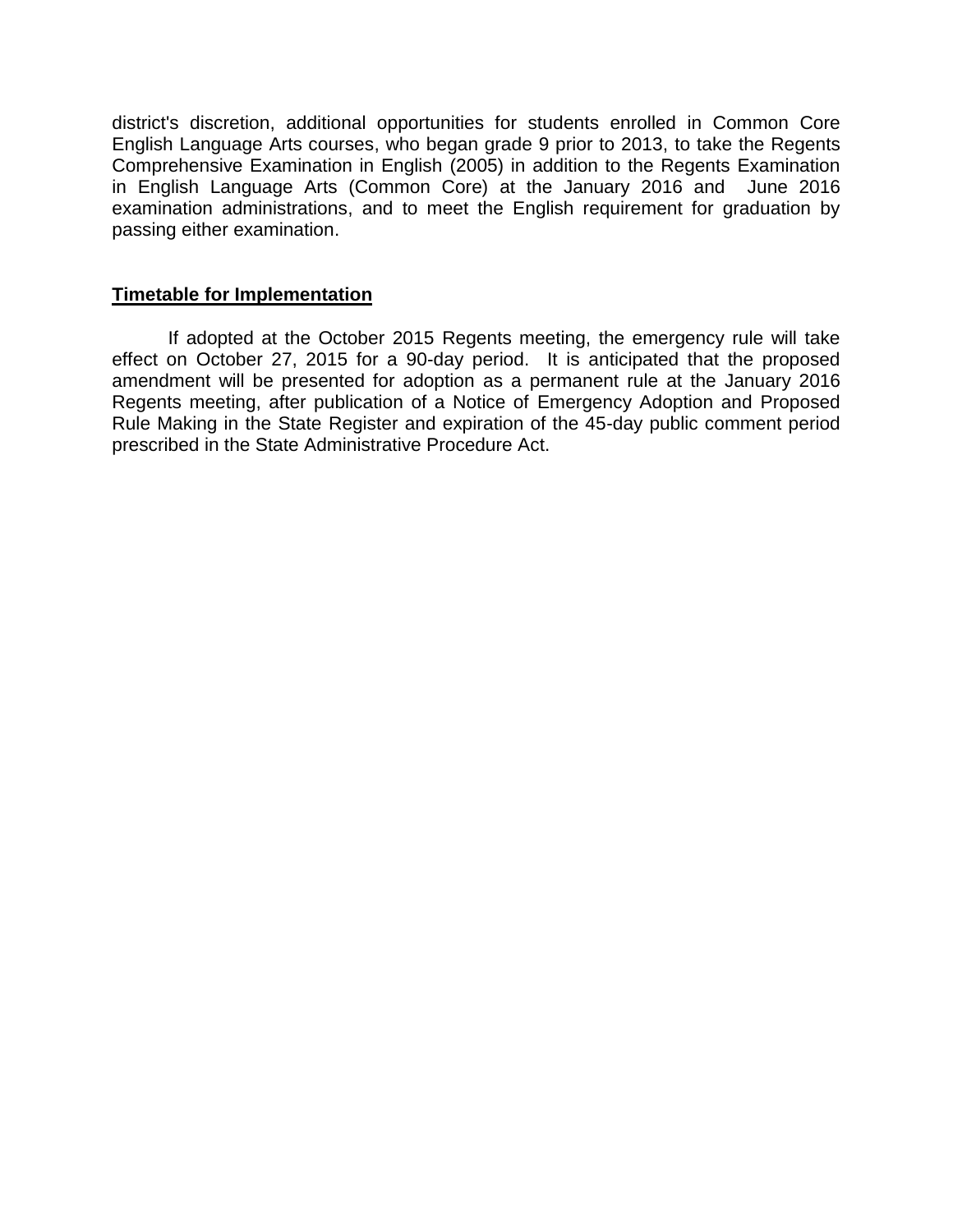district's discretion, additional opportunities for students enrolled in Common Core English Language Arts courses, who began grade 9 prior to 2013, to take the Regents Comprehensive Examination in English (2005) in addition to the Regents Examination in English Language Arts (Common Core) at the January 2016 and June 2016 examination administrations, and to meet the English requirement for graduation by passing either examination.

## Timetable for Implementation

If adopted at the October 2015 Regents meeting, the emergency rule will take effect on October 27, 2015 for a 90-day period. It is anticipated that the proposed amendment will be presented for adoption as a permanent rule at the January 2016 Regents meeting, after publication of a Notice of Emergency Adoption and Proposed Rule Making in the State Register and expiration of the 45-day public comment period prescribed in the State Administrative Procedure Act.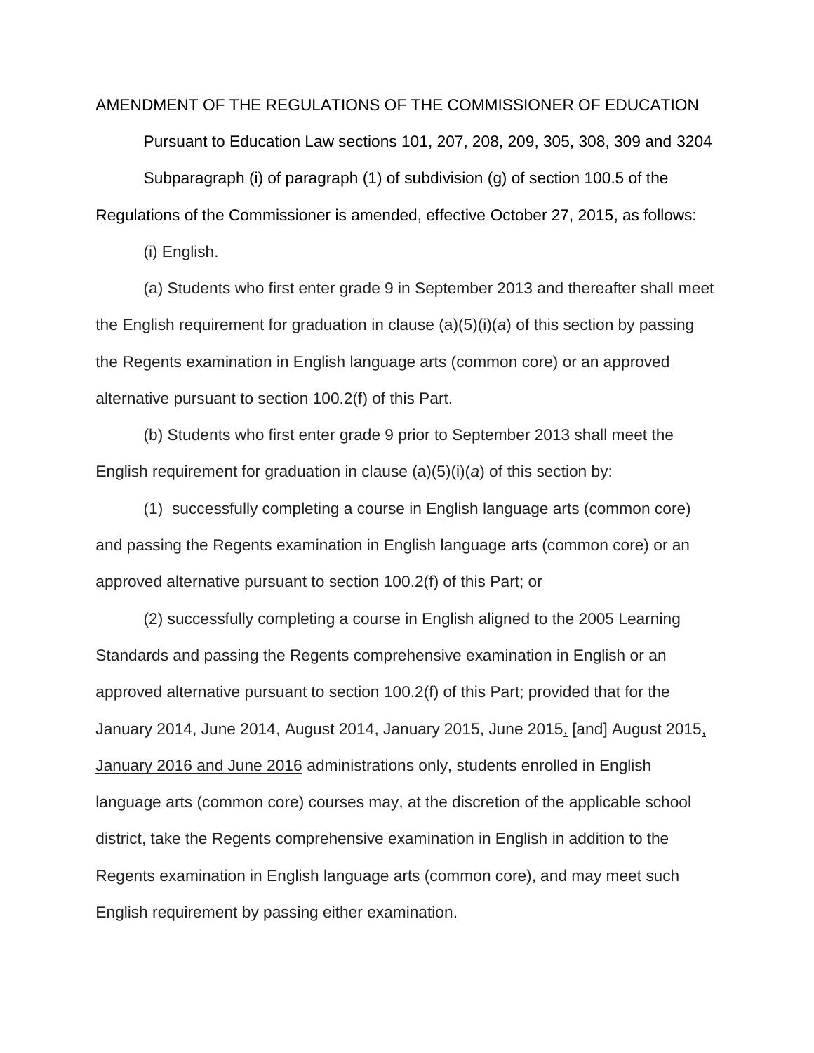AMENDMENT OF THE REGULATIONS OF THE COMMISSIONER OF EDUCATION

Pursuant to Education Law sections 101, 207, 208, 209, 305, 308, 309 and 3204

Subparagraph (i) of paragraph (1) of subdivision (g) of section 100.5 of the Regulations of the Commissioner is amended, effective October 27, 2015, as follows:

(i) English.

(a) Students who first enter grade 9 in September 2013 and thereafter shall meet the English requirement for graduation in clause (a)(5)(i)(*a*) of this section by passing the Regents examination in English language arts (common core) or an approved alternative pursuant to section 100.2(f) of this Part.

(b) Students who first enter grade 9 prior to September 2013 shall meet the English requirement for graduation in clause (a)(5)(i)(*a*) of this section by:

(1) successfully completing a course in English language arts (common core) and passing the Regents examination in English language arts (common core) or an approved alternative pursuant to section 100.2(f) of this Part; or

(2) successfully completing a course in English aligned to the 2005 Learning Standards and passing the Regents comprehensive examination in English or an approved alternative pursuant to section 100.2(f) of this Part; provided that for the January 2014, June 2014, August 2014, January 2015, June 2015<u>,</u> [and] August 2015<u>, January 2016 and June 2016</u> administrations only, students enrolled in English language arts (common core) courses may, at the discretion of the applicable school district, take the Regents comprehensive examination in English in addition to the Regents examination in English language arts (common core), and may meet such English requirement by passing either examination.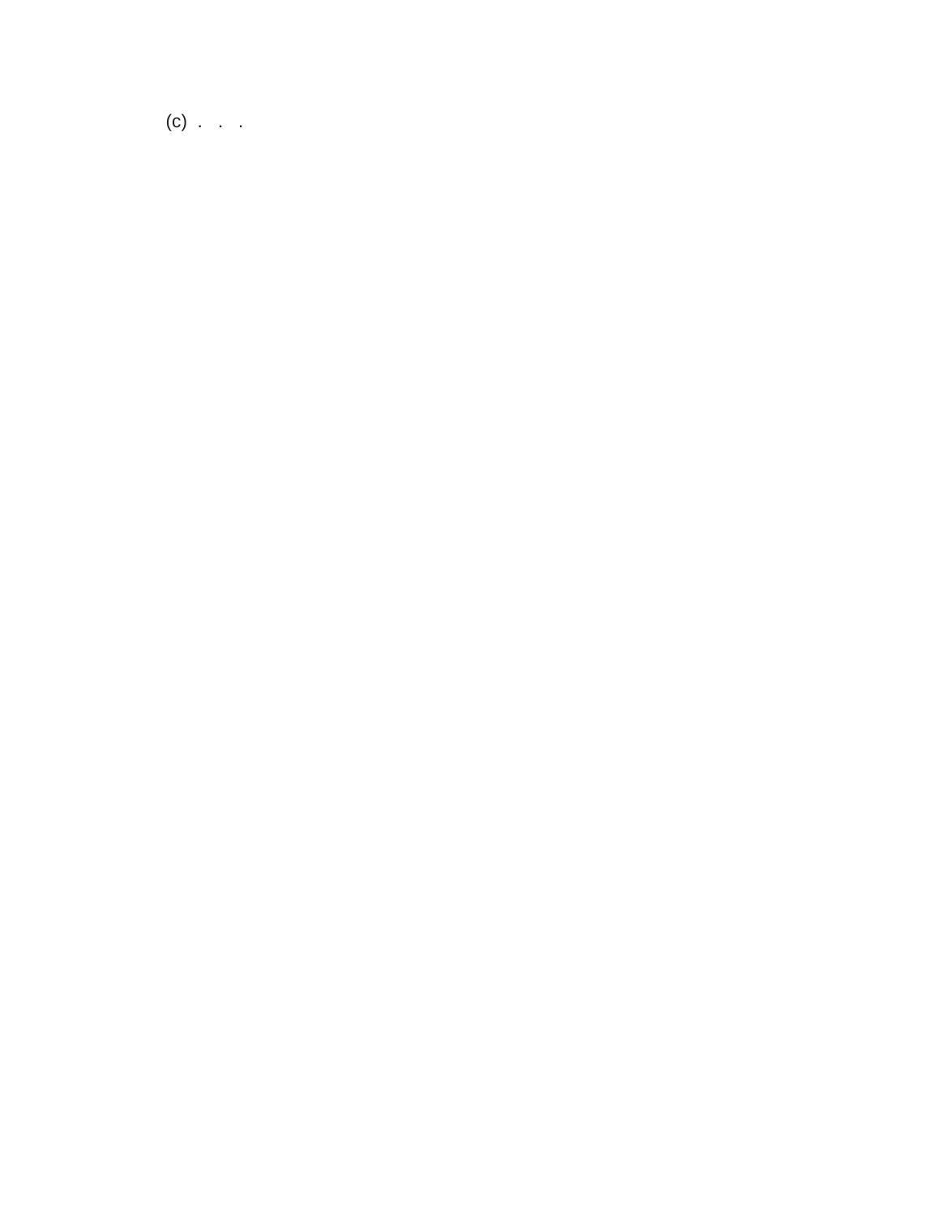(c) . . .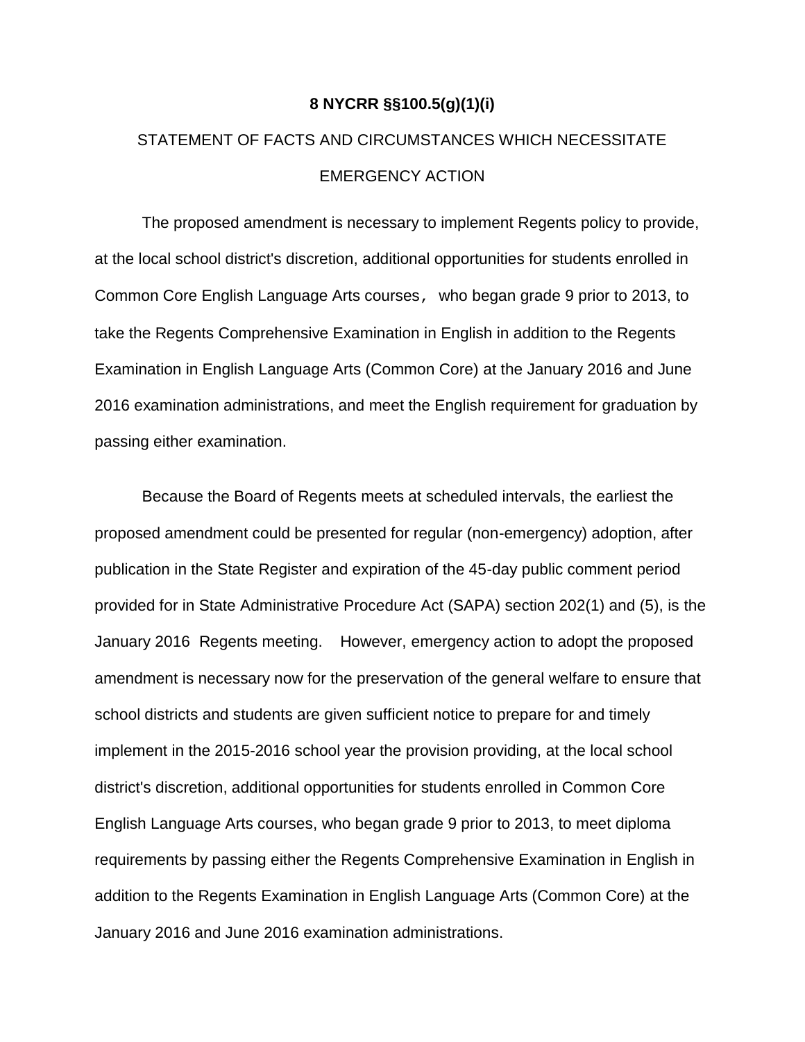**8 NYCRR §§100.5(g)(1)(i)**

STATEMENT OF FACTS AND CIRCUMSTANCES WHICH NECESSITATE EMERGENCY ACTION

The proposed amendment is necessary to implement Regents policy to provide, at the local school district's discretion, additional opportunities for students enrolled in Common Core English Language Arts courses， who began grade 9 prior to 2013, to take the Regents Comprehensive Examination in English in addition to the Regents Examination in English Language Arts (Common Core) at the January 2016 and June 2016 examination administrations, and meet the English requirement for graduation by passing either examination.

Because the Board of Regents meets at scheduled intervals, the earliest the proposed amendment could be presented for regular (non-emergency) adoption, after publication in the State Register and expiration of the 45-day public comment period provided for in State Administrative Procedure Act (SAPA) section 202(1) and (5), is the January 2016 Regents meeting. However, emergency action to adopt the proposed amendment is necessary now for the preservation of the general welfare to ensure that school districts and students are given sufficient notice to prepare for and timely implement in the 2015-2016 school year the provision providing, at the local school district's discretion, additional opportunities for students enrolled in Common Core English Language Arts courses, who began grade 9 prior to 2013, to meet diploma requirements by passing either the Regents Comprehensive Examination in English in addition to the Regents Examination in English Language Arts (Common Core) at the January 2016 and June 2016 examination administrations.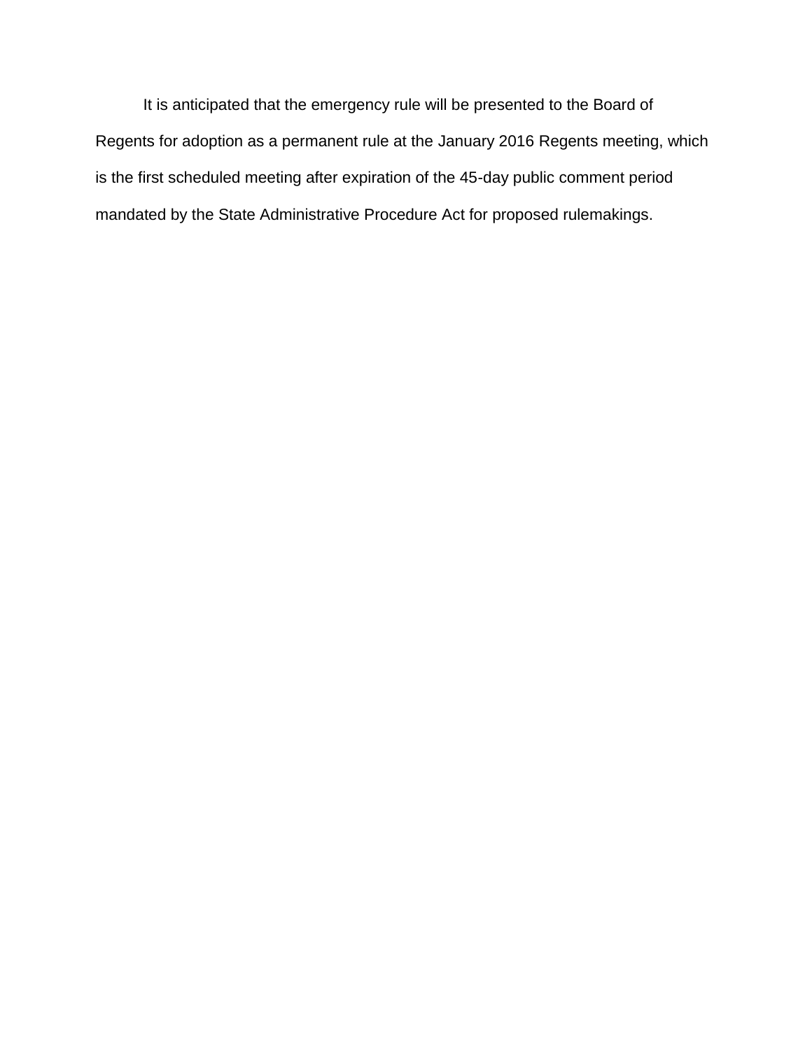It is anticipated that the emergency rule will be presented to the Board of Regents for adoption as a permanent rule at the January 2016 Regents meeting, which is the first scheduled meeting after expiration of the 45-day public comment period mandated by the State Administrative Procedure Act for proposed rulemakings.